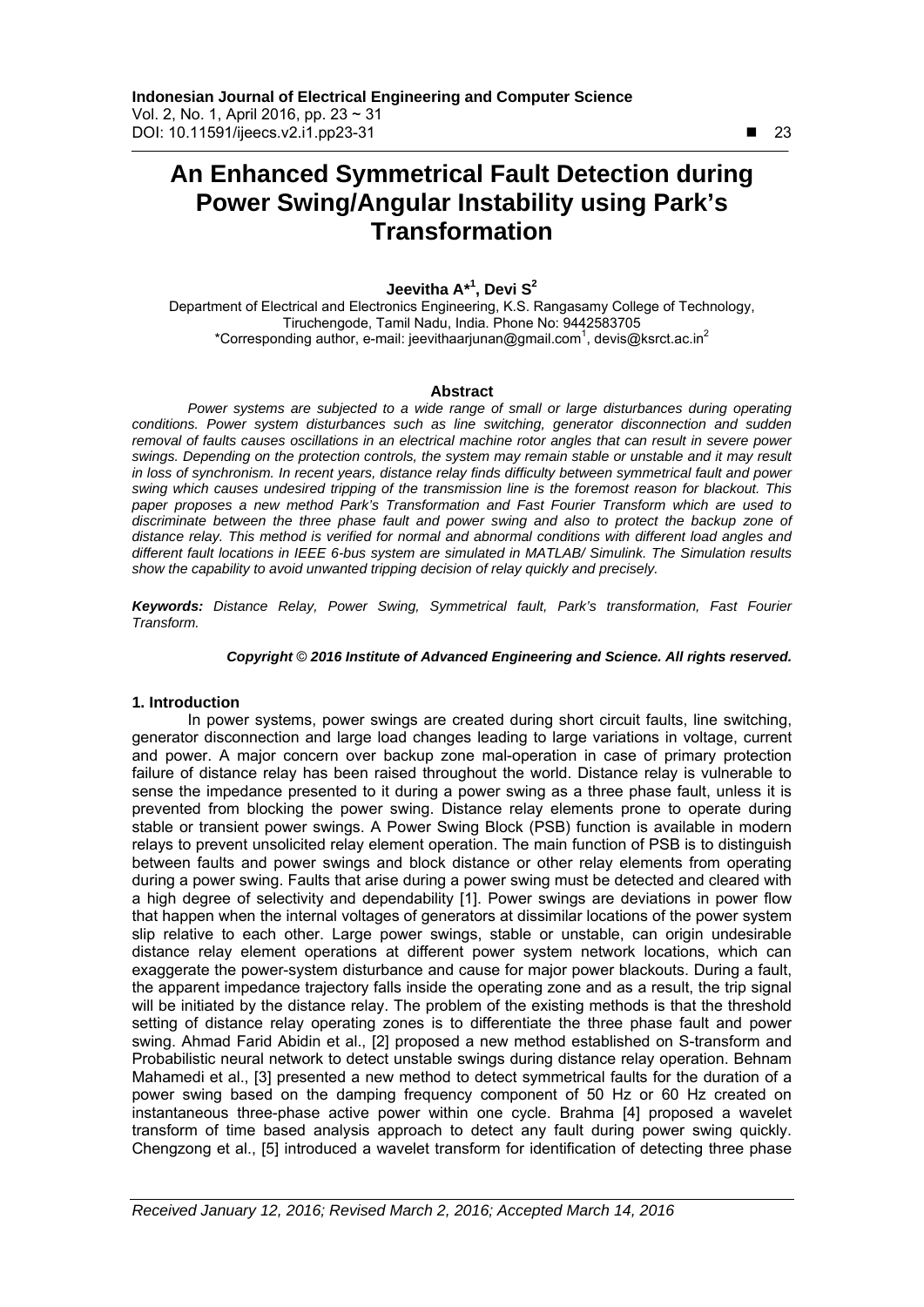# An Enhanced Symmetrical Fault Detection during Power Swing/Angular Instability using Park's Transformation

**Jeevitha A*[1], Devi S[2]**

Department of Electrical and Electronics Engineering, K.S. Rangasamy College of Technology, Tiruchengode, Tamil Nadu, India. Phone No: 9442583705
*Corresponding author, e-mail: jeevithaarjunan@gmail.com[1], devis@ksrct.ac.in[2]

### Abstract

*Power systems are subjected to a wide range of small or large disturbances during operating conditions. Power system disturbances such as line switching, generator disconnection and sudden removal of faults causes oscillations in an electrical machine rotor angles that can result in severe power swings. Depending on the protection controls, the system may remain stable or unstable and it may result in loss of synchronism. In recent years, distance relay finds difficulty between symmetrical fault and power swing which causes undesired tripping of the transmission line is the foremost reason for blackout. This paper proposes a new method Park's Transformation and Fast Fourier Transform which are used to discriminate between the three phase fault and power swing and also to protect the backup zone of distance relay. This method is verified for normal and abnormal conditions with different load angles and different fault locations in IEEE 6-bus system are simulated in MATLAB/ Simulink. The Simulation results show the capability to avoid unwanted tripping decision of relay quickly and precisely.*

***Keywords:*** *Distance Relay, Power Swing, Symmetrical fault, Park's transformation, Fast Fourier Transform.*

***Copyright © 2016 Institute of Advanced Engineering and Science. All rights reserved.***

## 1. Introduction

In power systems, power swings are created during short circuit faults, line switching, generator disconnection and large load changes leading to large variations in voltage, current and power. A major concern over backup zone mal-operation in case of primary protection failure of distance relay has been raised throughout the world. Distance relay is vulnerable to sense the impedance presented to it during a power swing as a three phase fault, unless it is prevented from blocking the power swing. Distance relay elements prone to operate during stable or transient power swings. A Power Swing Block (PSB) function is available in modern relays to prevent unsolicited relay element operation. The main function of PSB is to distinguish between faults and power swings and block distance or other relay elements from operating during a power swing. Faults that arise during a power swing must be detected and cleared with a high degree of selectivity and dependability [1]. Power swings are deviations in power flow that happen when the internal voltages of generators at dissimilar locations of the power system slip relative to each other. Large power swings, stable or unstable, can origin undesirable distance relay element operations at different power system network locations, which can exaggerate the power-system disturbance and cause for major power blackouts. During a fault, the apparent impedance trajectory falls inside the operating zone and as a result, the trip signal will be initiated by the distance relay. The problem of the existing methods is that the threshold setting of distance relay operating zones is to differentiate the three phase fault and power swing. Ahmad Farid Abidin et al., [2] proposed a new method established on S-transform and Probabilistic neural network to detect unstable swings during distance relay operation. Behnam Mahamedi et al., [3] presented a new method to detect symmetrical faults for the duration of a power swing based on the damping frequency component of 50 Hz or 60 Hz created on instantaneous three-phase active power within one cycle. Brahma [4] proposed a wavelet transform of time based analysis approach to detect any fault during power swing quickly. Chengzong et al., [5] introduced a wavelet transform for identification of detecting three phase

*Received January 12, 2016; Revised March 2, 2016; Accepted March 14, 2016*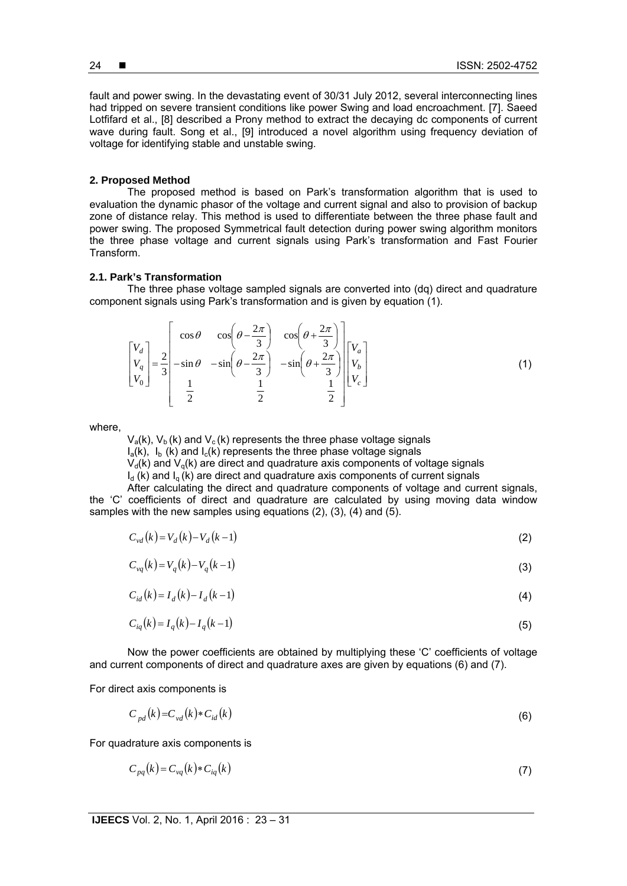fault and power swing. In the devastating event of 30/31 July 2012, several interconnecting lines had tripped on severe transient conditions like power Swing and load encroachment. [7]. Saeed Lotfifard et al., [8] described a Prony method to extract the decaying dc components of current wave during fault. Song et al., [9] introduced a novel algorithm using frequency deviation of voltage for identifying stable and unstable swing.

## 2. Proposed Method

The proposed method is based on Park's transformation algorithm that is used to evaluation the dynamic phasor of the voltage and current signal and also to provision of backup zone of distance relay. This method is used to differentiate between the three phase fault and power swing. The proposed Symmetrical fault detection during power swing algorithm monitors the three phase voltage and current signals using Park's transformation and Fast Fourier Transform.

### 2.1. Park's Transformation

The three phase voltage sampled signals are converted into (dq) direct and quadrature component signals using Park's transformation and is given by equation (1).

$$\begin{bmatrix} V_d \\ V_q \\ V_0 \end{bmatrix} = \frac{2}{3} \begin{bmatrix} \cos\theta & \cos\left(\theta - \frac{2\pi}{3}\right) & \cos\left(\theta + \frac{2\pi}{3}\right) \\ -\sin\theta & -\sin\left(\theta - \frac{2\pi}{3}\right) & -\sin\left(\theta + \frac{2\pi}{3}\right) \\ \frac{1}{2} & \frac{1}{2} & \frac{1}{2} \end{bmatrix} \begin{bmatrix} V_a \\ V_b \\ V_c \end{bmatrix} \tag{1}$$

where,

$V_a(k)$, $V_b(k)$ and $V_c(k)$ represents the three phase voltage signals

$I_a(k)$, $I_b(k)$ and $I_c(k)$ represents the three phase voltage signals

$V_d(k)$ and $V_q(k)$ are direct and quadrature axis components of voltage signals

$I_d(k)$ and $I_q(k)$ are direct and quadrature axis components of current signals

After calculating the direct and quadrature components of voltage and current signals, the 'C' coefficients of direct and quadrature are calculated by using moving data window samples with the new samples using equations (2), (3), (4) and (5).

$$C_{vd}(k) = V_d(k) - V_d(k-1) \tag{2}$$

$$C_{vq}(k) = V_q(k) - V_q(k-1) \tag{3}$$

$$C_{id}(k) = I_d(k) - I_d(k-1) \tag{4}$$

$$C_{iq}(k) = I_q(k) - I_q(k-1) \tag{5}$$

Now the power coefficients are obtained by multiplying these 'C' coefficients of voltage and current components of direct and quadrature axes are given by equations (6) and (7).

For direct axis components is

$$C_{pd}(k) = C_{vd}(k) * C_{id}(k) \tag{6}$$

For quadrature axis components is

$$C_{pq}(k) = C_{vq}(k) * C_{iq}(k) \tag{7}$$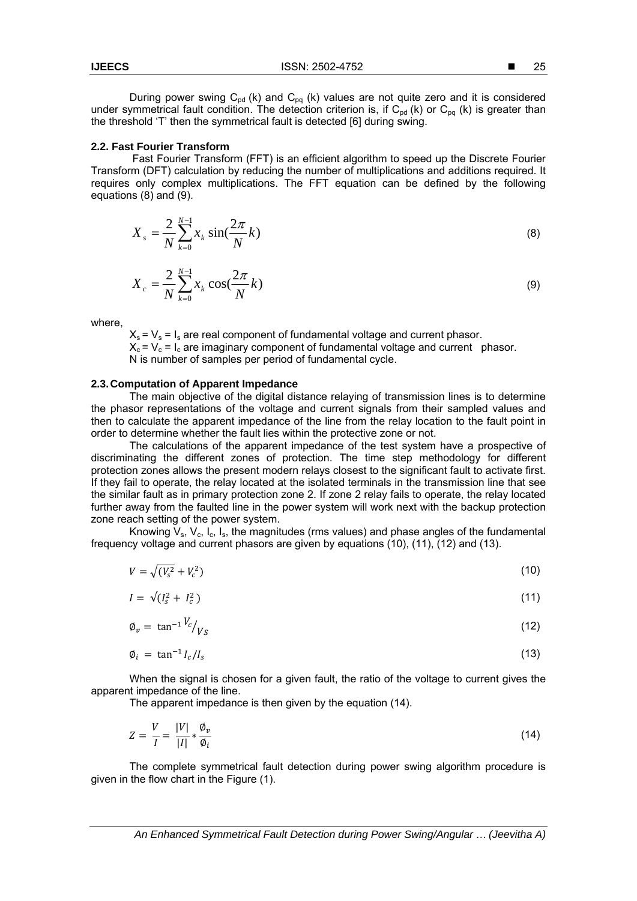During power swing $C_{pd}$ (k) and $C_{pq}$ (k) values are not quite zero and it is considered under symmetrical fault condition. The detection criterion is, if $C_{pd}$ (k) or $C_{pq}$ (k) is greater than the threshold 'T' then the symmetrical fault is detected [6] during swing.

### 2.2. Fast Fourier Transform

Fast Fourier Transform (FFT) is an efficient algorithm to speed up the Discrete Fourier Transform (DFT) calculation by reducing the number of multiplications and additions required. It requires only complex multiplications. The FFT equation can be defined by the following equations (8) and (9).

$$X_s = \frac{2}{N}\sum_{k=0}^{N-1} x_k \sin\left(\frac{2\pi}{N}k\right) \tag{8}$$

$$X_c = \frac{2}{N}\sum_{k=0}^{N-1} x_k \cos\left(\frac{2\pi}{N}k\right) \tag{9}$$

where,

$X_s = V_s = I_s$ are real component of fundamental voltage and current phasor.
$X_c = V_c = I_c$ are imaginary component of fundamental voltage and current phasor.
N is number of samples per period of fundamental cycle.

### 2.3. Computation of Apparent Impedance

The main objective of the digital distance relaying of transmission lines is to determine the phasor representations of the voltage and current signals from their sampled values and then to calculate the apparent impedance of the line from the relay location to the fault point in order to determine whether the fault lies within the protective zone or not.

The calculations of the apparent impedance of the test system have a prospective of discriminating the different zones of protection. The time step methodology for different protection zones allows the present modern relays closest to the significant fault to activate first. If they fail to operate, the relay located at the isolated terminals in the transmission line that see the similar fault as in primary protection zone 2. If zone 2 relay fails to operate, the relay located further away from the faulted line in the power system will work next with the backup protection zone reach setting of the power system.

Knowing $V_s$, $V_c$, $I_c$, $I_s$, the magnitudes (rms values) and phase angles of the fundamental frequency voltage and current phasors are given by equations (10), (11), (12) and (13).

$$V = \sqrt{(V_s^2 + V_c^2)} \tag{10}$$

$$I = \sqrt{(I_s^2 + I_c^2)} \tag{11}$$

$$\emptyset_v = \tan^{-1} V_c/V_S \tag{12}$$

$$\emptyset_i = \tan^{-1} I_c/I_s \tag{13}$$

When the signal is chosen for a given fault, the ratio of the voltage to current gives the apparent impedance of the line.

The apparent impedance is then given by the equation (14).

$$Z = \frac{V}{I} = \frac{|V|}{|I|} * \frac{\emptyset_v}{\emptyset_i} \tag{14}$$

The complete symmetrical fault detection during power swing algorithm procedure is given in the flow chart in the Figure (1).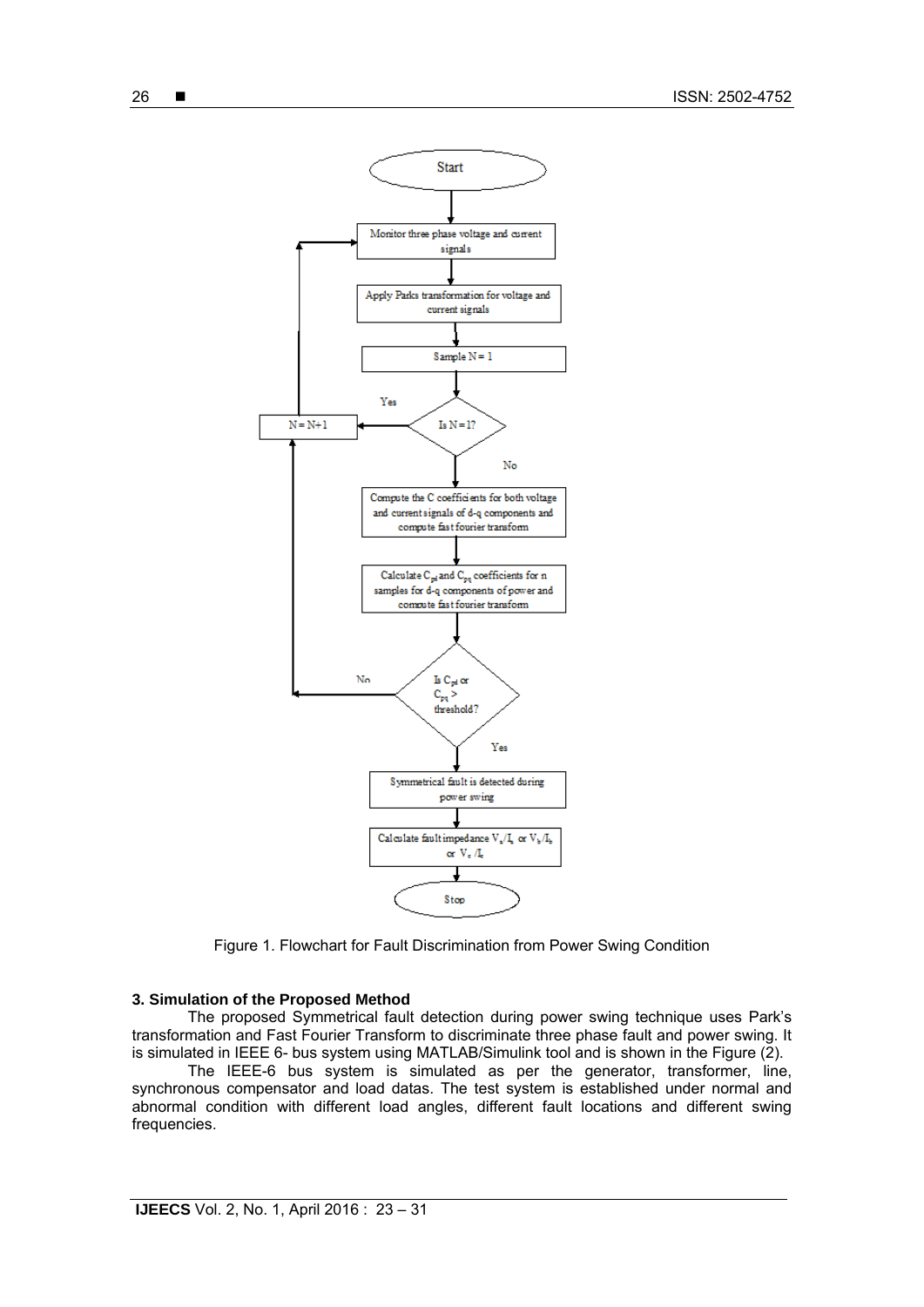Figure 1. Flowchart for Fault Discrimination from Power Swing Condition

### 3. Simulation of the Proposed Method

The proposed Symmetrical fault detection during power swing technique uses Park's transformation and Fast Fourier Transform to discriminate three phase fault and power swing. It is simulated in IEEE 6- bus system using MATLAB/Simulink tool and is shown in the Figure (2).

The IEEE-6 bus system is simulated as per the generator, transformer, line, synchronous compensator and load datas. The test system is established under normal and abnormal condition with different load angles, different fault locations and different swing frequencies.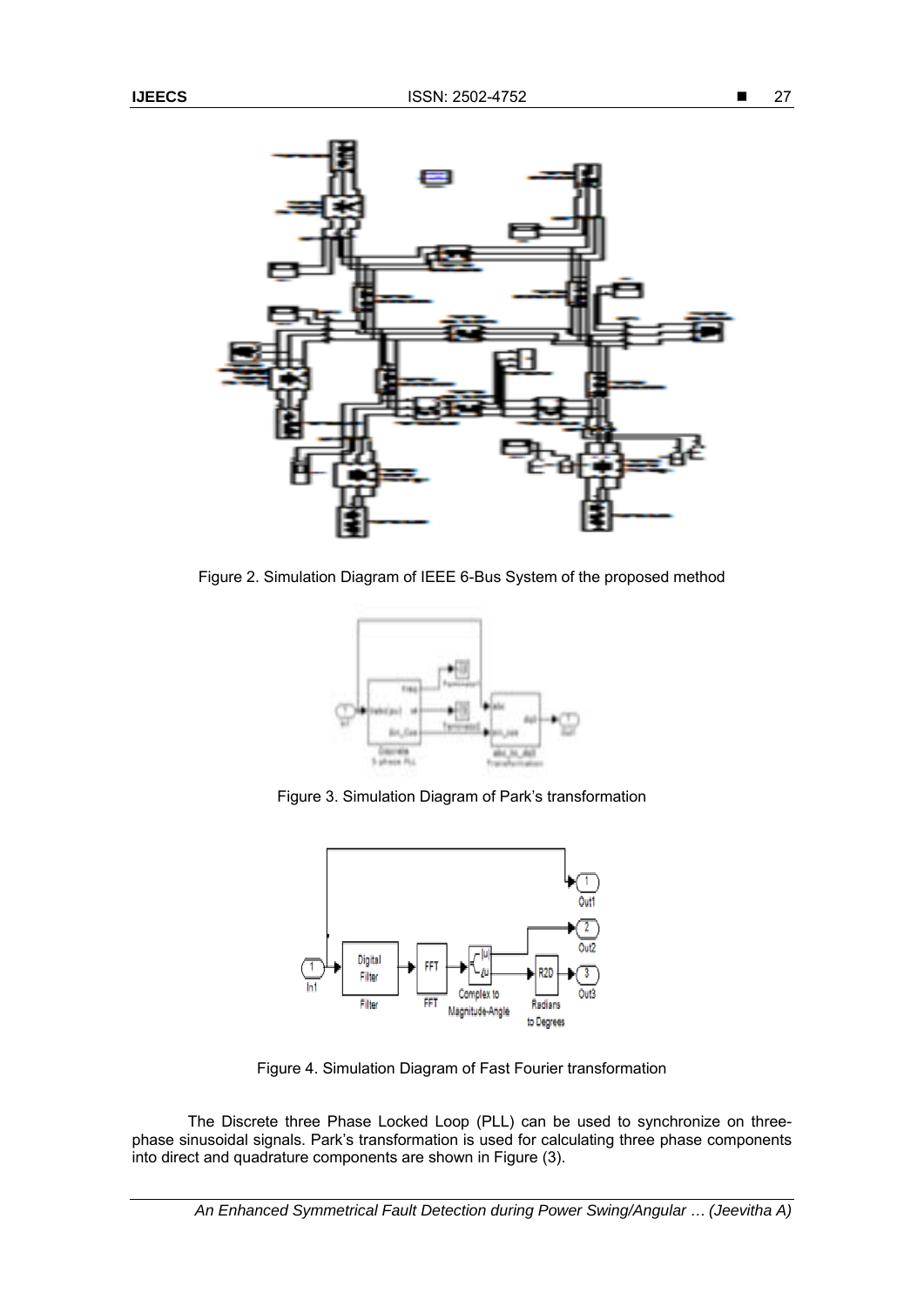Figure 2. Simulation Diagram of IEEE 6-Bus System of the proposed method

Figure 3. Simulation Diagram of Park's transformation

Figure 4. Simulation Diagram of Fast Fourier transformation

The Discrete three Phase Locked Loop (PLL) can be used to synchronize on three-phase sinusoidal signals. Park's transformation is used for calculating three phase components into direct and quadrature components are shown in Figure (3).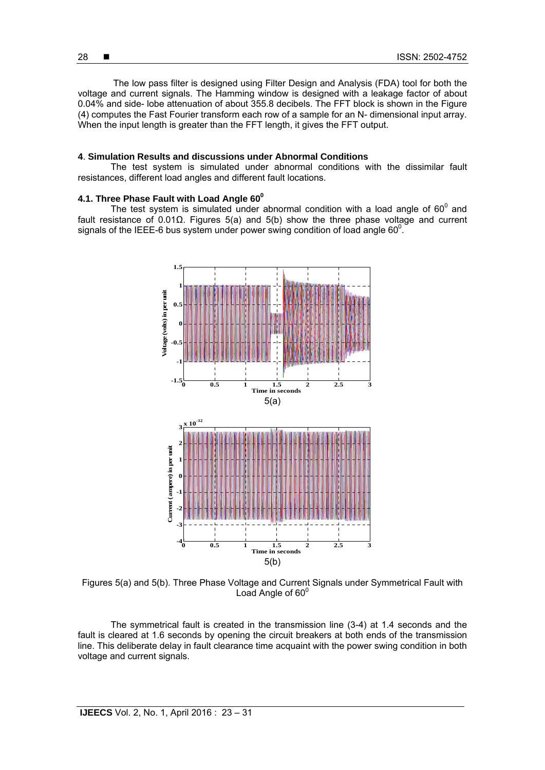The low pass filter is designed using Filter Design and Analysis (FDA) tool for both the voltage and current signals. The Hamming window is designed with a leakage factor of about 0.04% and side- lobe attenuation of about 355.8 decibels. The FFT block is shown in the Figure (4) computes the Fast Fourier transform each row of a sample for an N- dimensional input array. When the input length is greater than the FFT length, it gives the FFT output.

## 4. Simulation Results and discussions under Abnormal Conditions

The test system is simulated under abnormal conditions with the dissimilar fault resistances, different load angles and different fault locations.

### 4.1. Three Phase Fault with Load Angle $60^0$

The test system is simulated under abnormal condition with a load angle of $60^0$ and fault resistance of 0.01Ω. Figures 5(a) and 5(b) show the three phase voltage and current signals of the IEEE-6 bus system under power swing condition of load angle $60^0$.

5(a)

5(b)

Figures 5(a) and 5(b). Three Phase Voltage and Current Signals under Symmetrical Fault with Load Angle of $60^0$

The symmetrical fault is created in the transmission line (3-4) at 1.4 seconds and the fault is cleared at 1.6 seconds by opening the circuit breakers at both ends of the transmission line. This deliberate delay in fault clearance time acquaint with the power swing condition in both voltage and current signals.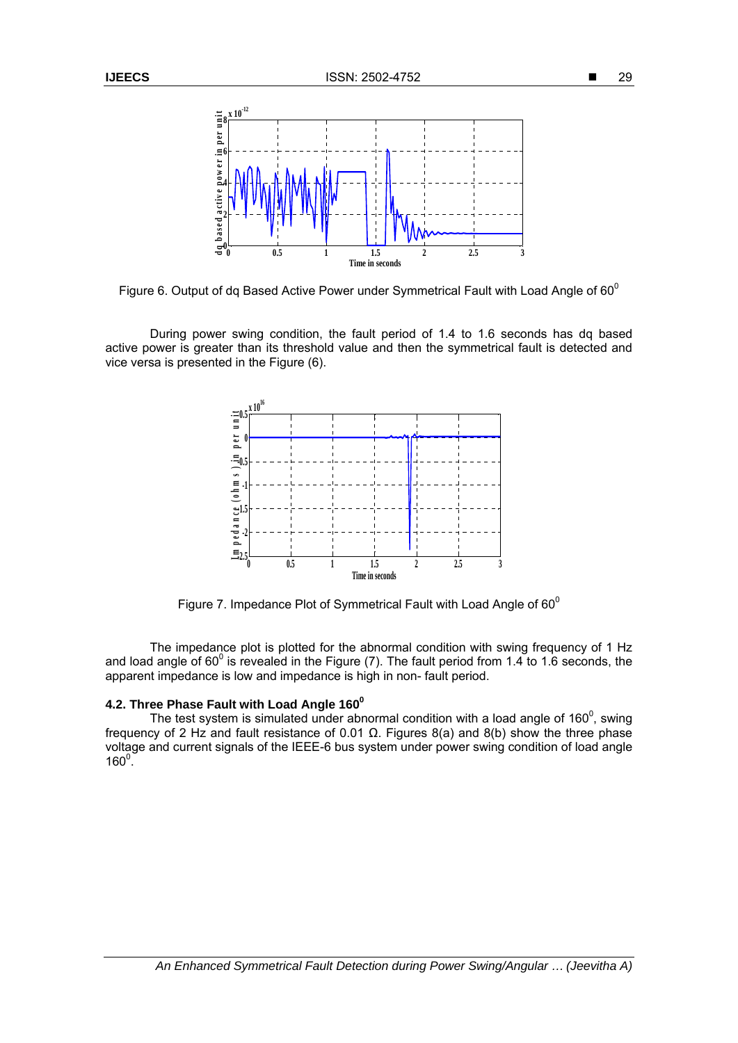Figure 6. Output of dq Based Active Power under Symmetrical Fault with Load Angle of $60^0$

During power swing condition, the fault period of 1.4 to 1.6 seconds has dq based active power is greater than its threshold value and then the symmetrical fault is detected and vice versa is presented in the Figure (6).

Figure 7. Impedance Plot of Symmetrical Fault with Load Angle of $60^0$

The impedance plot is plotted for the abnormal condition with swing frequency of 1 Hz and load angle of $60^0$ is revealed in the Figure (7). The fault period from 1.4 to 1.6 seconds, the apparent impedance is low and impedance is high in non- fault period.

### 4.2. Three Phase Fault with Load Angle $160^0$

The test system is simulated under abnormal condition with a load angle of $160^0$, swing frequency of 2 Hz and fault resistance of 0.01 Ω. Figures 8(a) and 8(b) show the three phase voltage and current signals of the IEEE-6 bus system under power swing condition of load angle $160^0$.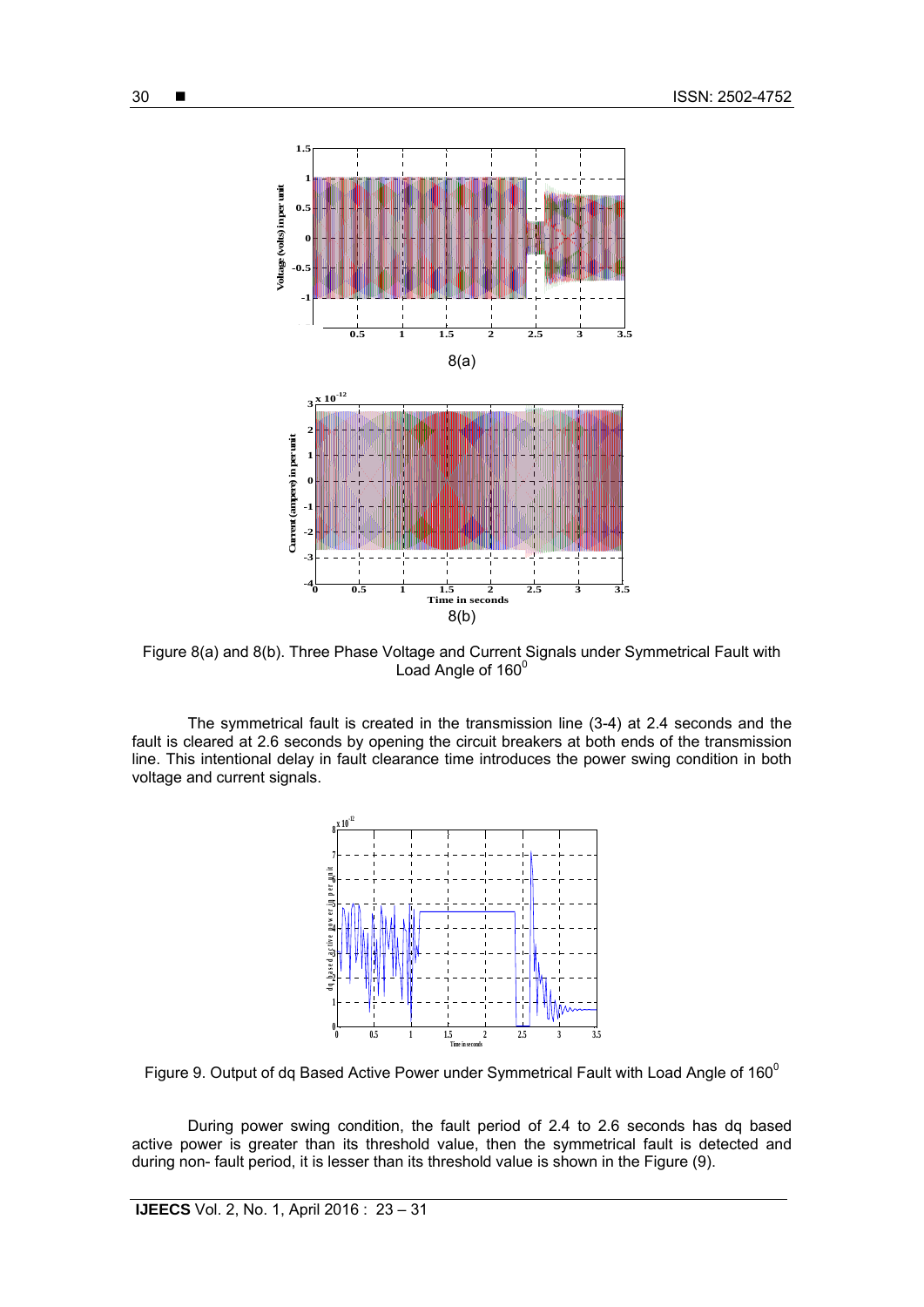8(a)

8(b)

Figure 8(a) and 8(b). Three Phase Voltage and Current Signals under Symmetrical Fault with Load Angle of $160^0$

The symmetrical fault is created in the transmission line (3-4) at 2.4 seconds and the fault is cleared at 2.6 seconds by opening the circuit breakers at both ends of the transmission line. This intentional delay in fault clearance time introduces the power swing condition in both voltage and current signals.

Figure 9. Output of dq Based Active Power under Symmetrical Fault with Load Angle of $160^0$

During power swing condition, the fault period of 2.4 to 2.6 seconds has dq based active power is greater than its threshold value, then the symmetrical fault is detected and during non- fault period, it is lesser than its threshold value is shown in the Figure (9).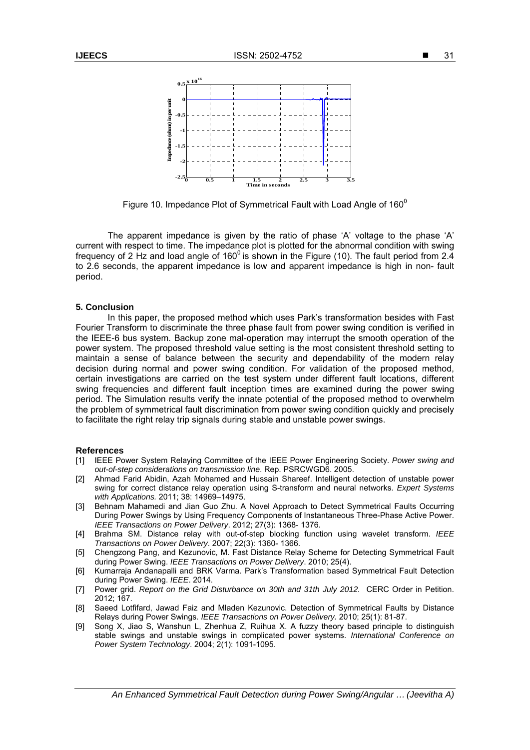0.5 x 10^16

0

-0.5

-1

-1.5

-2

-2.5

0 0.5 1 1.5 2 2.5 3 3.5

Time in seconds

Impedance (ohms) in per unit

Figure 10. Impedance Plot of Symmetrical Fault with Load Angle of $160^0$

The apparent impedance is given by the ratio of phase 'A' voltage to the phase 'A' current with respect to time. The impedance plot is plotted for the abnormal condition with swing frequency of 2 Hz and load angle of $160^0$ is shown in the Figure (10). The fault period from 2.4 to 2.6 seconds, the apparent impedance is low and apparent impedance is high in non- fault period.

## 5. Conclusion

In this paper, the proposed method which uses Park's transformation besides with Fast Fourier Transform to discriminate the three phase fault from power swing condition is verified in the IEEE-6 bus system. Backup zone mal-operation may interrupt the smooth operation of the power system. The proposed threshold value setting is the most consistent threshold setting to maintain a sense of balance between the security and dependability of the modern relay decision during normal and power swing condition. For validation of the proposed method, certain investigations are carried on the test system under different fault locations, different swing frequencies and different fault inception times are examined during the power swing period. The Simulation results verify the innate potential of the proposed method to overwhelm the problem of symmetrical fault discrimination from power swing condition quickly and precisely to facilitate the right relay trip signals during stable and unstable power swings.

## References

[1] IEEE Power System Relaying Committee of the IEEE Power Engineering Society. *Power swing and out-of-step considerations on transmission line*. Rep. PSRCWGD6. 2005.

[2] Ahmad Farid Abidin, Azah Mohamed and Hussain Shareef. Intelligent detection of unstable power swing for correct distance relay operation using S-transform and neural networks. *Expert Systems with Applications.* 2011; 38: 14969–14975.

[3] Behnam Mahamedi and Jian Guo Zhu. A Novel Approach to Detect Symmetrical Faults Occurring During Power Swings by Using Frequency Components of Instantaneous Three-Phase Active Power. *IEEE Transactions on Power Delivery*. 2012; 27(3): 1368- 1376.

[4] Brahma SM. Distance relay with out-of-step blocking function using wavelet transform. *IEEE Transactions on Power Delivery*. 2007; 22(3): 1360- 1366.

[5] Chengzong Pang, and Kezunovic, M. Fast Distance Relay Scheme for Detecting Symmetrical Fault during Power Swing. *IEEE Transactions on Power Delivery*. 2010; 25(4).

[6] Kumarraja Andanapalli and BRK Varma. Park's Transformation based Symmetrical Fault Detection during Power Swing. *IEEE*. 2014.

[7] Power grid. *Report on the Grid Disturbance on 30th and 31th July 2012.* CERC Order in Petition. 2012; 167.

[8] Saeed Lotfifard, Jawad Faiz and Mladen Kezunovic. Detection of Symmetrical Faults by Distance Relays during Power Swings. *IEEE Transactions on Power Delivery.* 2010; 25(1): 81-87.

[9] Song X, Jiao S, Wanshun L, Zhenhua Z, Ruihua X. A fuzzy theory based principle to distinguish stable swings and unstable swings in complicated power systems. *International Conference on Power System Technology*. 2004; 2(1): 1091-1095.